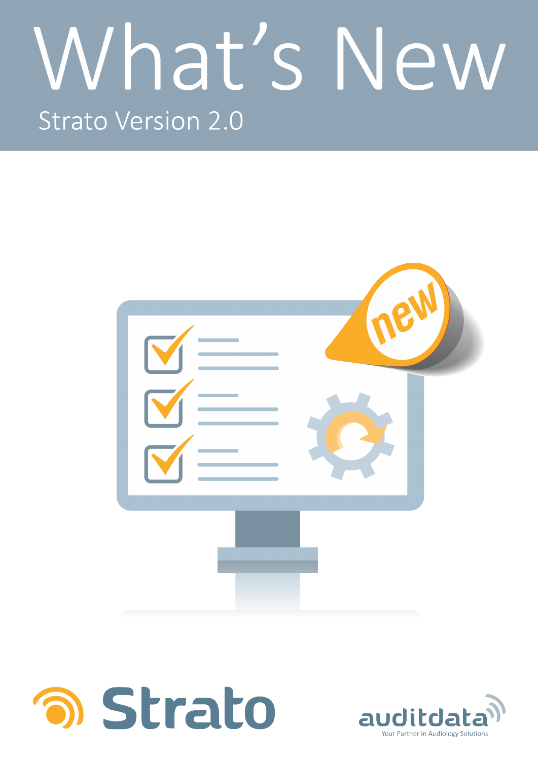# What's New

## Strato Version 2.0

Strato

auditdata
Your Partner in Audiology Solutions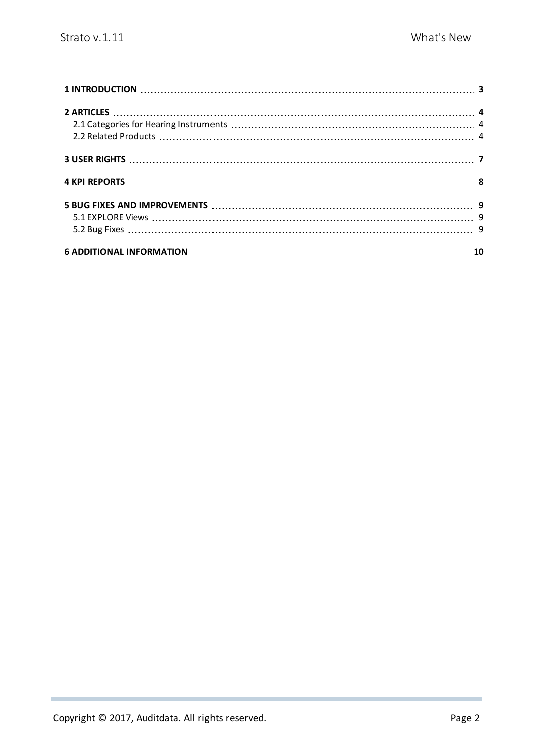**1 INTRODUCTION** ........ **3**

**2 ARTICLES** ........ **4**

2.1 Categories for Hearing Instruments ........ 4

2.2 Related Products ........ 4

**3 USER RIGHTS** ........ **7**

**4 KPI REPORTS** ........ **8**

**5 BUG FIXES AND IMPROVEMENTS** ........ **9**

5.1 EXPLORE Views ........ 9

5.2 Bug Fixes ........ 9

**6 ADDITIONAL INFORMATION** ........ **10**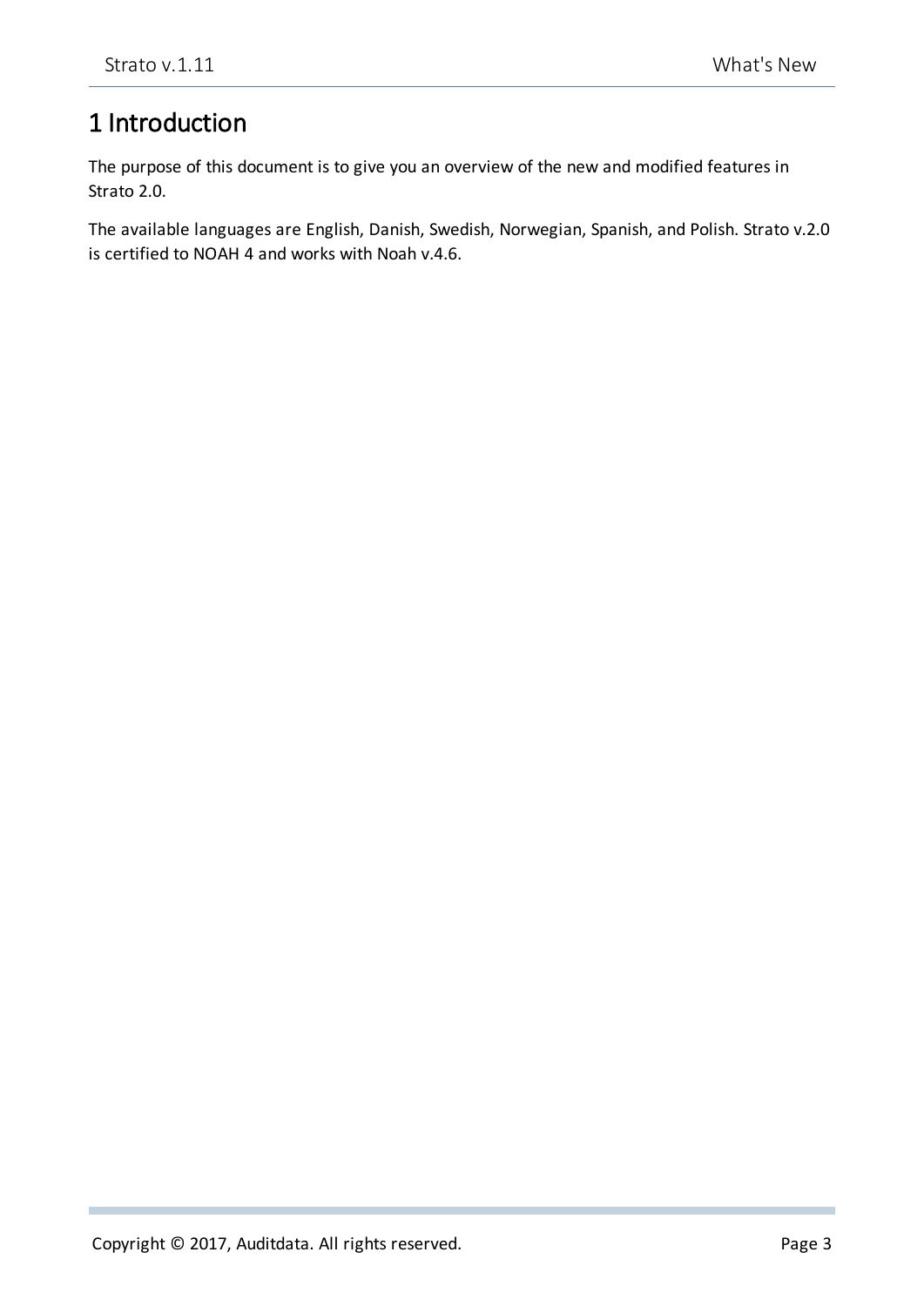# 1 Introduction

The purpose of this document is to give you an overview of the new and modified features in Strato 2.0.

The available languages are English, Danish, Swedish, Norwegian, Spanish, and Polish. Strato v.2.0 is certified to NOAH 4 and works with Noah v.4.6.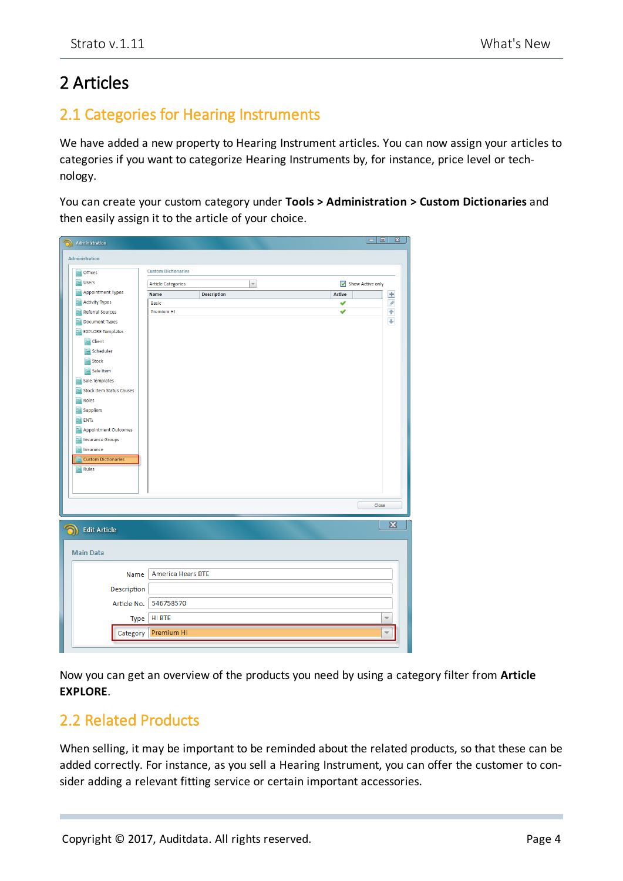# 2 Articles

## 2.1 Categories for Hearing Instruments

We have added a new property to Hearing Instrument articles. You can now assign your articles to categories if you want to categorize Hearing Instruments by, for instance, price level or technology.

You can create your custom category under **Tools > Administration > Custom Dictionaries** and then easily assign it to the article of your choice.

Now you can get an overview of the products you need by using a category filter from **Article EXPLORE**.

## 2.2 Related Products

When selling, it may be important to be reminded about the related products, so that these can be added correctly. For instance, as you sell a Hearing Instrument, you can offer the customer to consider adding a relevant fitting service or certain important accessories.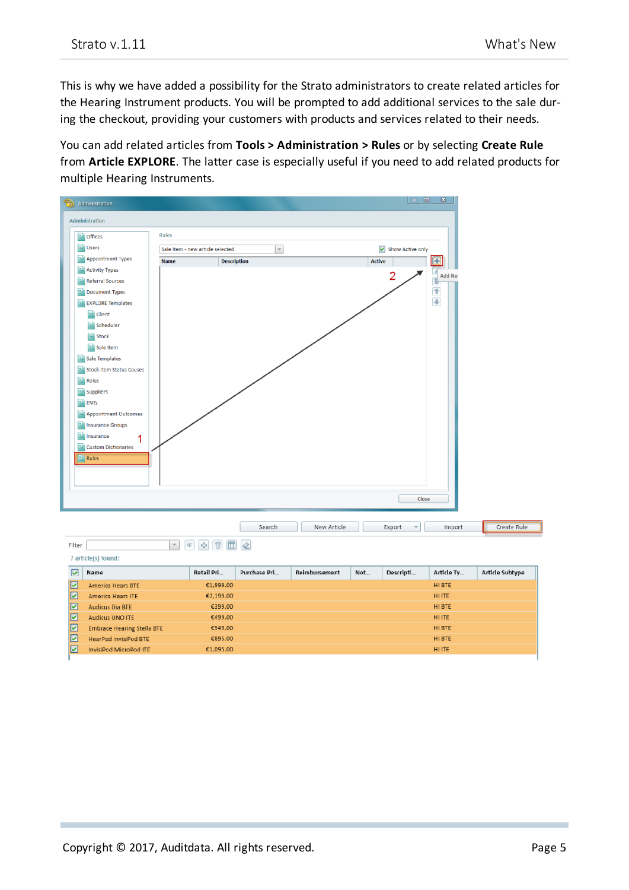This is why we have added a possibility for the Strato administrators to create related articles for the Hearing Instrument products. You will be prompted to add additional services to the sale during the checkout, providing your customers with products and services related to their needs.

You can add related articles from **Tools > Administration > Rules** or by selecting **Create Rule** from **Article EXPLORE**. The latter case is especially useful if you need to add related products for multiple Hearing Instruments.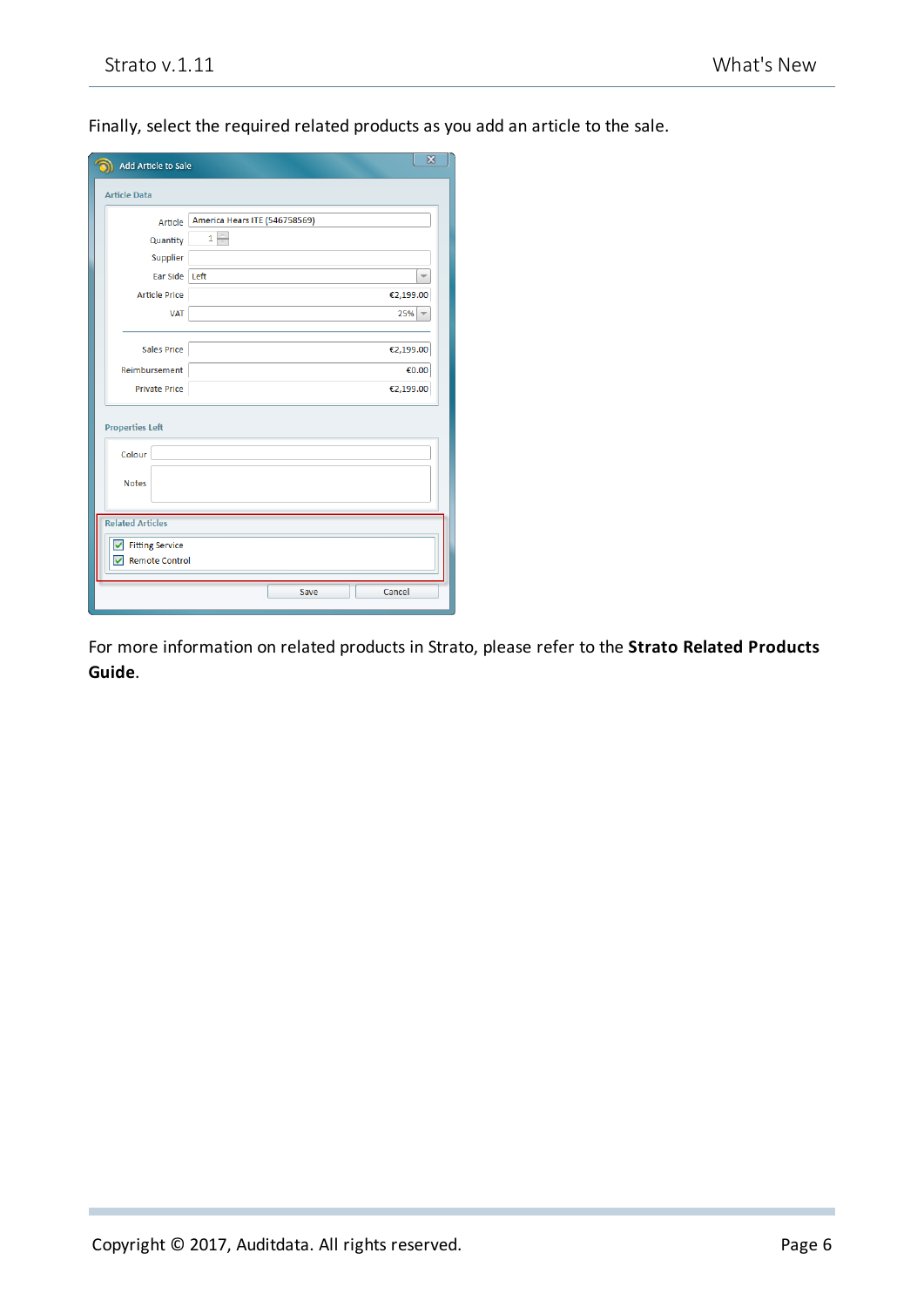Finally, select the required related products as you add an article to the sale.

For more information on related products in Strato, please refer to the **Strato Related Products Guide**.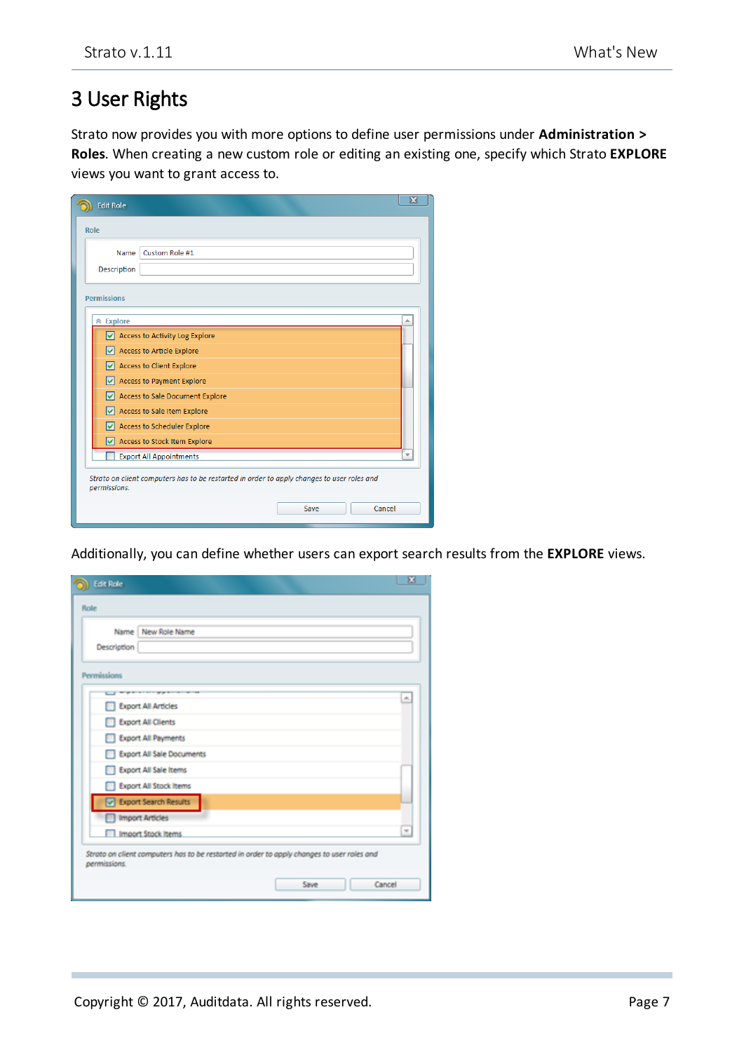# 3 User Rights

Strato now provides you with more options to define user permissions under **Administration > Roles**. When creating a new custom role or editing an existing one, specify which Strato **EXPLORE** views you want to grant access to.

Additionally, you can define whether users can export search results from the **EXPLORE** views.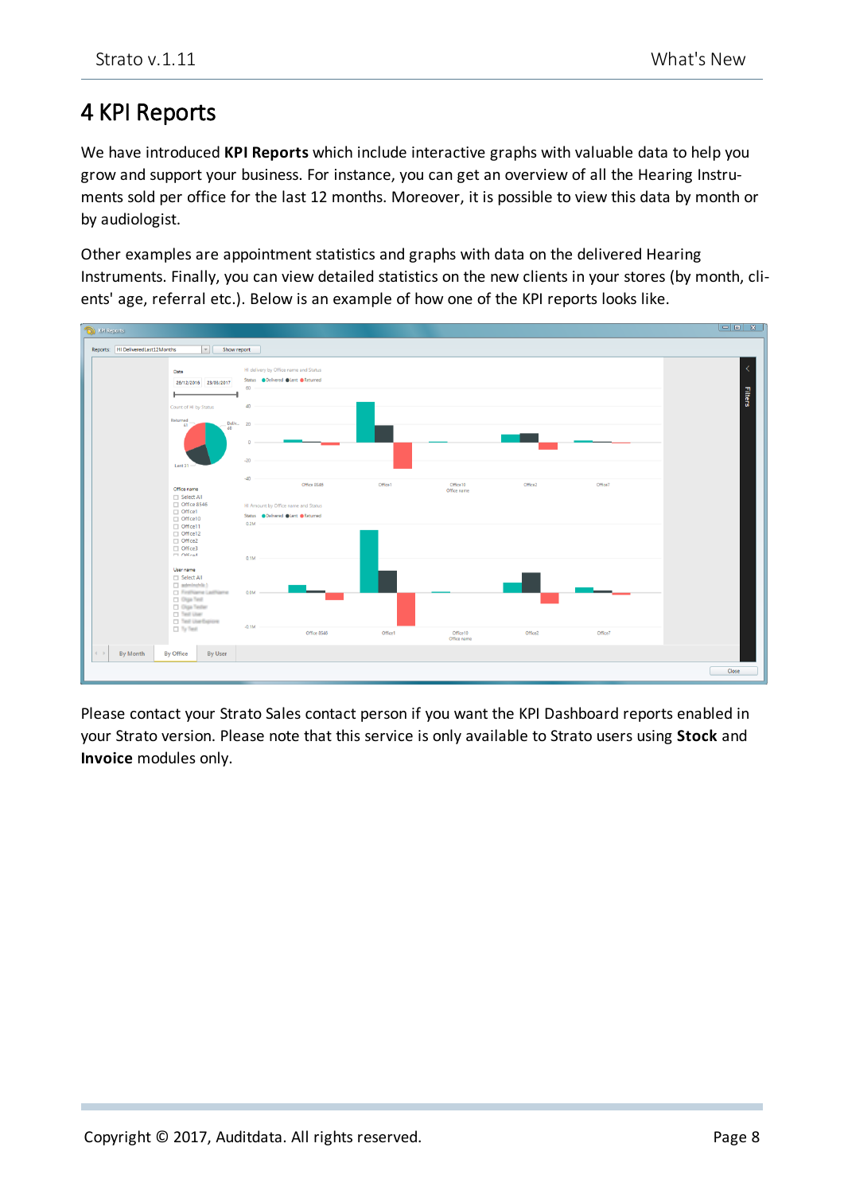# 4 KPI Reports

We have introduced **KPI Reports** which include interactive graphs with valuable data to help you grow and support your business. For instance, you can get an overview of all the Hearing Instruments sold per office for the last 12 months. Moreover, it is possible to view this data by month or by audiologist.

Other examples are appointment statistics and graphs with data on the delivered Hearing Instruments. Finally, you can view detailed statistics on the new clients in your stores (by month, clients' age, referral etc.). Below is an example of how one of the KPI reports looks like.

Please contact your Strato Sales contact person if you want the KPI Dashboard reports enabled in your Strato version. Please note that this service is only available to Strato users using **Stock** and **Invoice** modules only.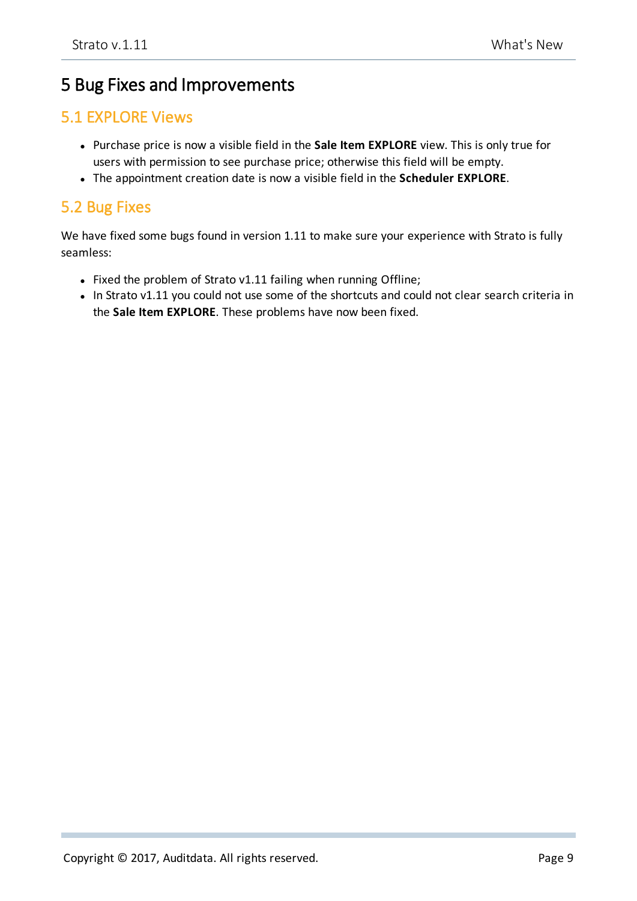# 5 Bug Fixes and Improvements

## 5.1 EXPLORE Views

- Purchase price is now a visible field in the **Sale Item EXPLORE** view. This is only true for users with permission to see purchase price; otherwise this field will be empty.
- The appointment creation date is now a visible field in the **Scheduler EXPLORE**.

## 5.2 Bug Fixes

We have fixed some bugs found in version 1.11 to make sure your experience with Strato is fully seamless:

- Fixed the problem of Strato v1.11 failing when running Offline;
- In Strato v1.11 you could not use some of the shortcuts and could not clear search criteria in the **Sale Item EXPLORE**. These problems have now been fixed.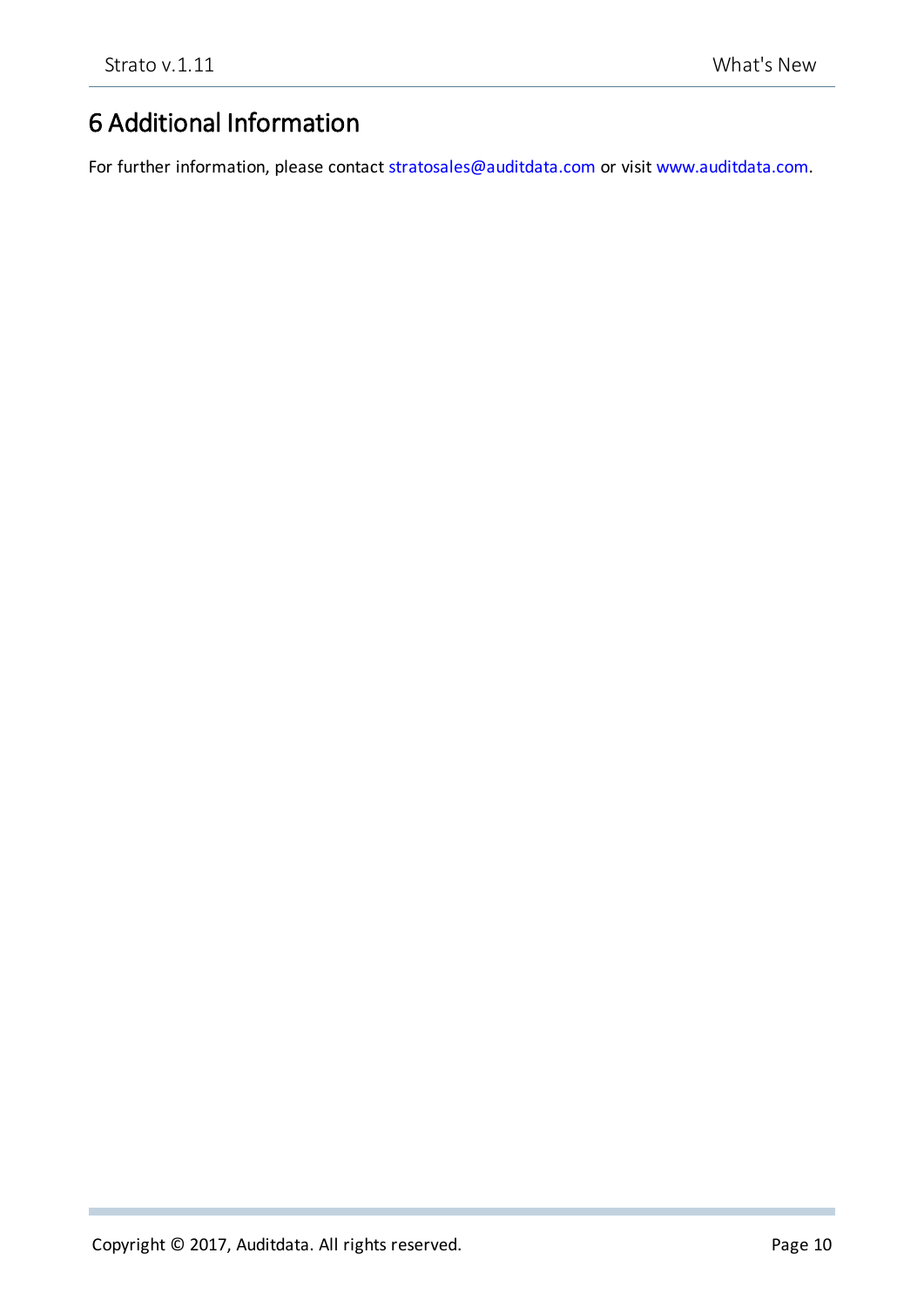# 6 Additional Information

For further information, please contact stratosales@auditdata.com or visit www.auditdata.com.